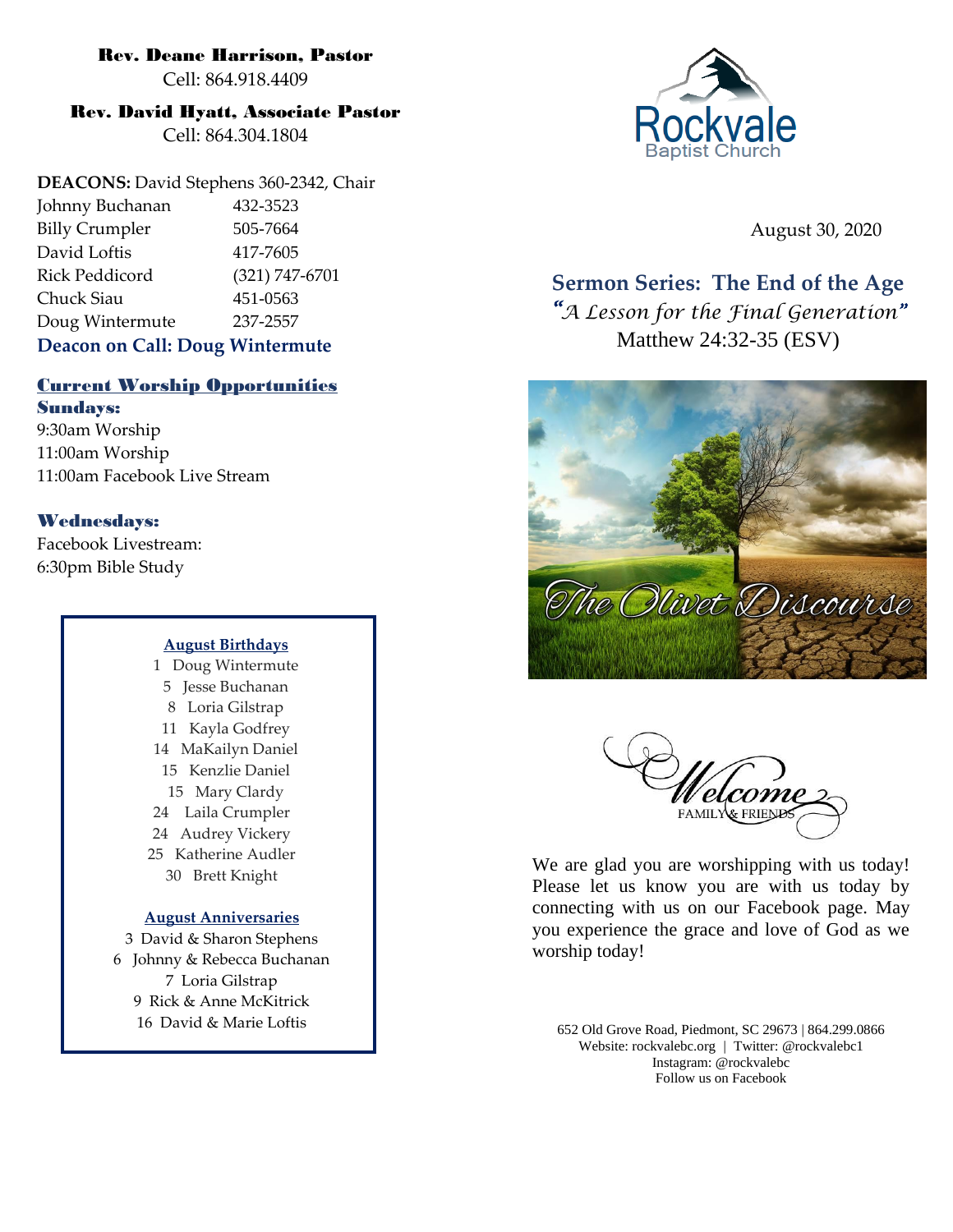**Rev. Deane Harrison, Pastor**
Cell: 864.918.4409

**Rev. David Hyatt, Associate Pastor**
Cell: 864.304.1804

**DEACONS:** David Stephens 360-2342, Chair

| | |
|---|---|
| Johnny Buchanan | 432-3523 |
| Billy Crumpler | 505-7664 |
| David Loftis | 417-7605 |
| Rick Peddicord | (321) 747-6701 |
| Chuck Siau | 451-0563 |
| Doug Wintermute | 237-2557 |

**Deacon on Call: Doug Wintermute**

## Current Worship Opportunities

**Sundays:**
9:30am Worship
11:00am Worship
11:00am Facebook Live Stream

**Wednesdays:**
Facebook Livestream:
6:30pm Bible Study

**August Birthdays**

1 Doug Wintermute
5 Jesse Buchanan
8 Loria Gilstrap
11 Kayla Godfrey
14 MaKailyn Daniel
15 Kenzlie Daniel
15 Mary Clardy
24 Laila Crumpler
24 Audrey Vickery
25 Katherine Audler
30 Brett Knight

**August Anniversaries**

3 David & Sharon Stephens
6 Johnny & Rebecca Buchanan
7 Loria Gilstrap
9 Rick & Anne McKitrick
16 David & Marie Loftis

Rockvale Baptist Church

August 30, 2020

## Sermon Series: The End of the Age

*"A Lesson for the Final Generation"*
Matthew 24:32-35 (ESV)

The Olivet Discourse

Welcome FAMILY & FRIENDS

We are glad you are worshipping with us today! Please let us know you are with us today by connecting with us on our Facebook page. May you experience the grace and love of God as we worship today!

652 Old Grove Road, Piedmont, SC 29673 | 864.299.0866
Website: rockvalebc.org | Twitter: @rockvalebc1
Instagram: @rockvalebc
Follow us on Facebook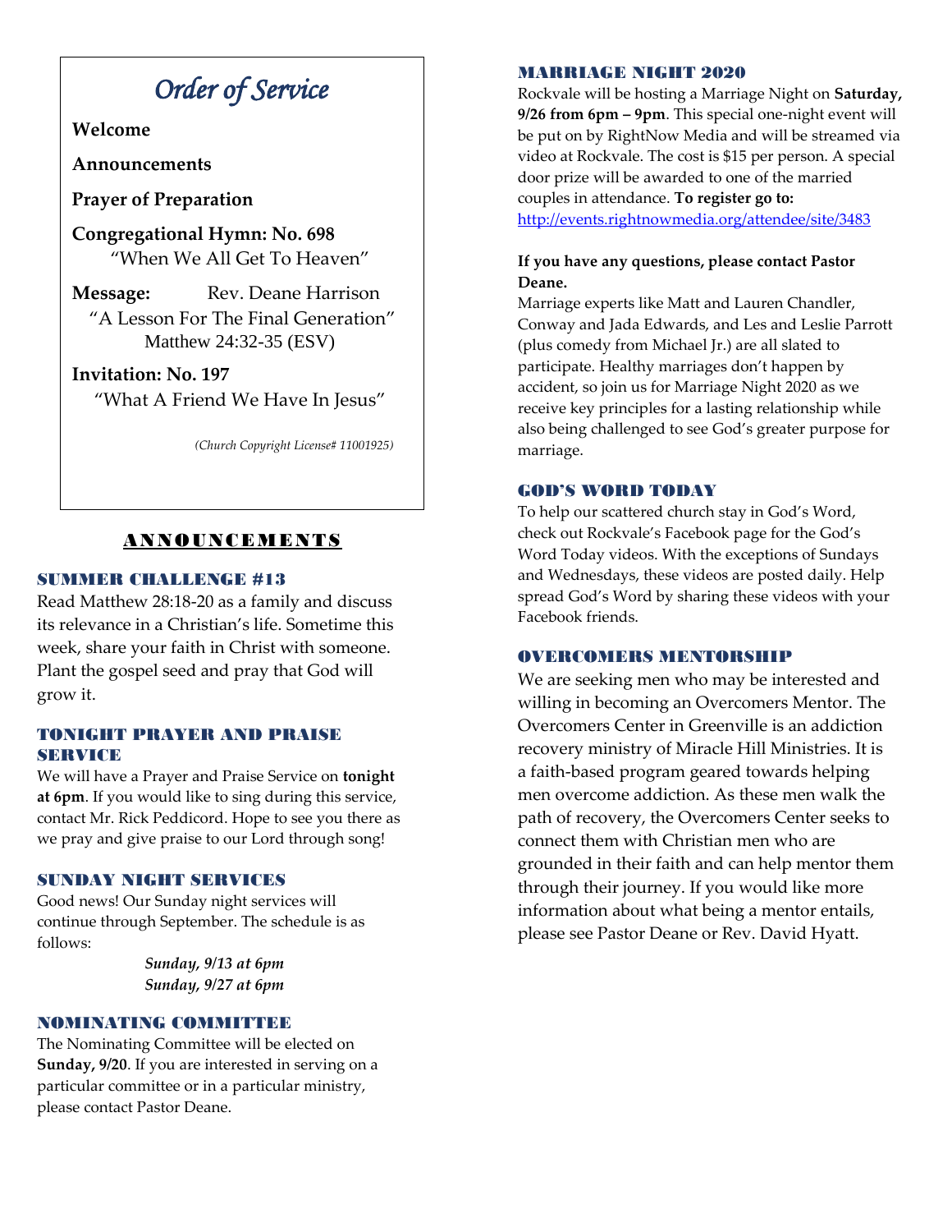# *Order of Service*

**Welcome**

**Announcements**

**Prayer of Preparation**

**Congregational Hymn: No. 698**
"When We All Get To Heaven"

**Message:** Rev. Deane Harrison
"A Lesson For The Final Generation"
Matthew 24:32-35 (ESV)

**Invitation: No. 197**
"What A Friend We Have In Jesus"

*(Church Copyright License# 11001925)*

## ANNOUNCEMENTS

### SUMMER CHALLENGE #13

Read Matthew 28:18-20 as a family and discuss its relevance in a Christian's life. Sometime this week, share your faith in Christ with someone. Plant the gospel seed and pray that God will grow it.

### TONIGHT PRAYER AND PRAISE SERVICE

We will have a Prayer and Praise Service on **tonight at 6pm**. If you would like to sing during this service, contact Mr. Rick Peddicord. Hope to see you there as we pray and give praise to our Lord through song!

### SUNDAY NIGHT SERVICES

Good news! Our Sunday night services will continue through September. The schedule is as follows:

***Sunday, 9/13 at 6pm***
***Sunday, 9/27 at 6pm***

### NOMINATING COMMITTEE

The Nominating Committee will be elected on **Sunday, 9/20**. If you are interested in serving on a particular committee or in a particular ministry, please contact Pastor Deane.

### MARRIAGE NIGHT 2020

Rockvale will be hosting a Marriage Night on **Saturday, 9/26 from 6pm – 9pm**. This special one-night event will be put on by RightNow Media and will be streamed via video at Rockvale. The cost is $15 per person. A special door prize will be awarded to one of the married couples in attendance. **To register go to:** http://events.rightnowmedia.org/attendee/site/3483

**If you have any questions, please contact Pastor Deane.**

Marriage experts like Matt and Lauren Chandler, Conway and Jada Edwards, and Les and Leslie Parrott (plus comedy from Michael Jr.) are all slated to participate. Healthy marriages don't happen by accident, so join us for Marriage Night 2020 as we receive key principles for a lasting relationship while also being challenged to see God's greater purpose for marriage.

### GOD'S WORD TODAY

To help our scattered church stay in God's Word, check out Rockvale's Facebook page for the God's Word Today videos. With the exceptions of Sundays and Wednesdays, these videos are posted daily. Help spread God's Word by sharing these videos with your Facebook friends.

### OVERCOMERS MENTORSHIP

We are seeking men who may be interested and willing in becoming an Overcomers Mentor. The Overcomers Center in Greenville is an addiction recovery ministry of Miracle Hill Ministries. It is a faith-based program geared towards helping men overcome addiction. As these men walk the path of recovery, the Overcomers Center seeks to connect them with Christian men who are grounded in their faith and can help mentor them through their journey. If you would like more information about what being a mentor entails, please see Pastor Deane or Rev. David Hyatt.